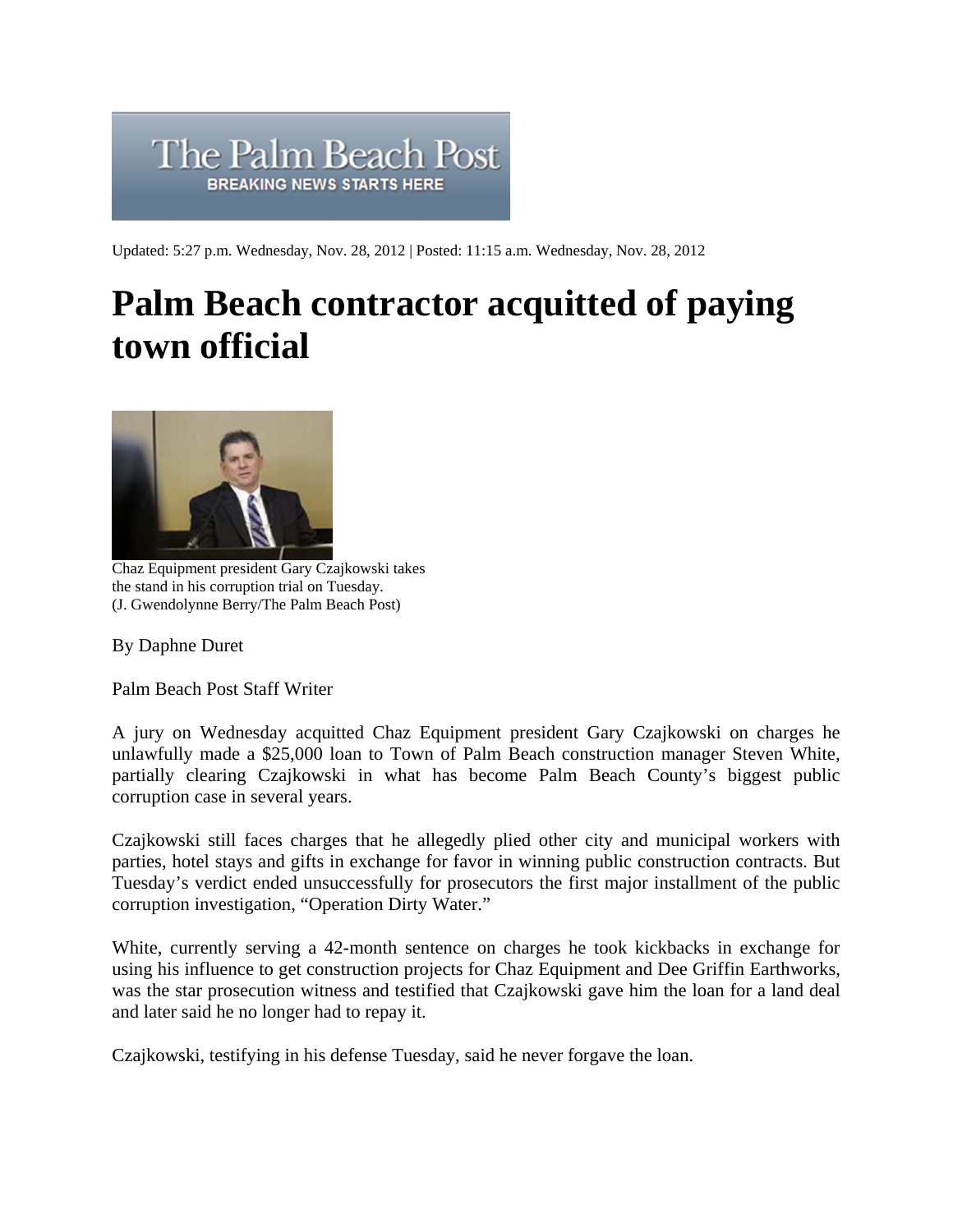The Palm Beach Post
BREAKING NEWS STARTS HERE

Updated: 5:27 p.m. Wednesday, Nov. 28, 2012 | Posted: 11:15 a.m. Wednesday, Nov. 28, 2012

# Palm Beach contractor acquitted of paying town official

Chaz Equipment president Gary Czajkowski takes the stand in his corruption trial on Tuesday. (J. Gwendolynne Berry/The Palm Beach Post)

By Daphne Duret

Palm Beach Post Staff Writer

A jury on Wednesday acquitted Chaz Equipment president Gary Czajkowski on charges he unlawfully made a $25,000 loan to Town of Palm Beach construction manager Steven White, partially clearing Czajkowski in what has become Palm Beach County's biggest public corruption case in several years.

Czajkowski still faces charges that he allegedly plied other city and municipal workers with parties, hotel stays and gifts in exchange for favor in winning public construction contracts. But Tuesday's verdict ended unsuccessfully for prosecutors the first major installment of the public corruption investigation, "Operation Dirty Water."

White, currently serving a 42-month sentence on charges he took kickbacks in exchange for using his influence to get construction projects for Chaz Equipment and Dee Griffin Earthworks, was the star prosecution witness and testified that Czajkowski gave him the loan for a land deal and later said he no longer had to repay it.

Czajkowski, testifying in his defense Tuesday, said he never forgave the loan.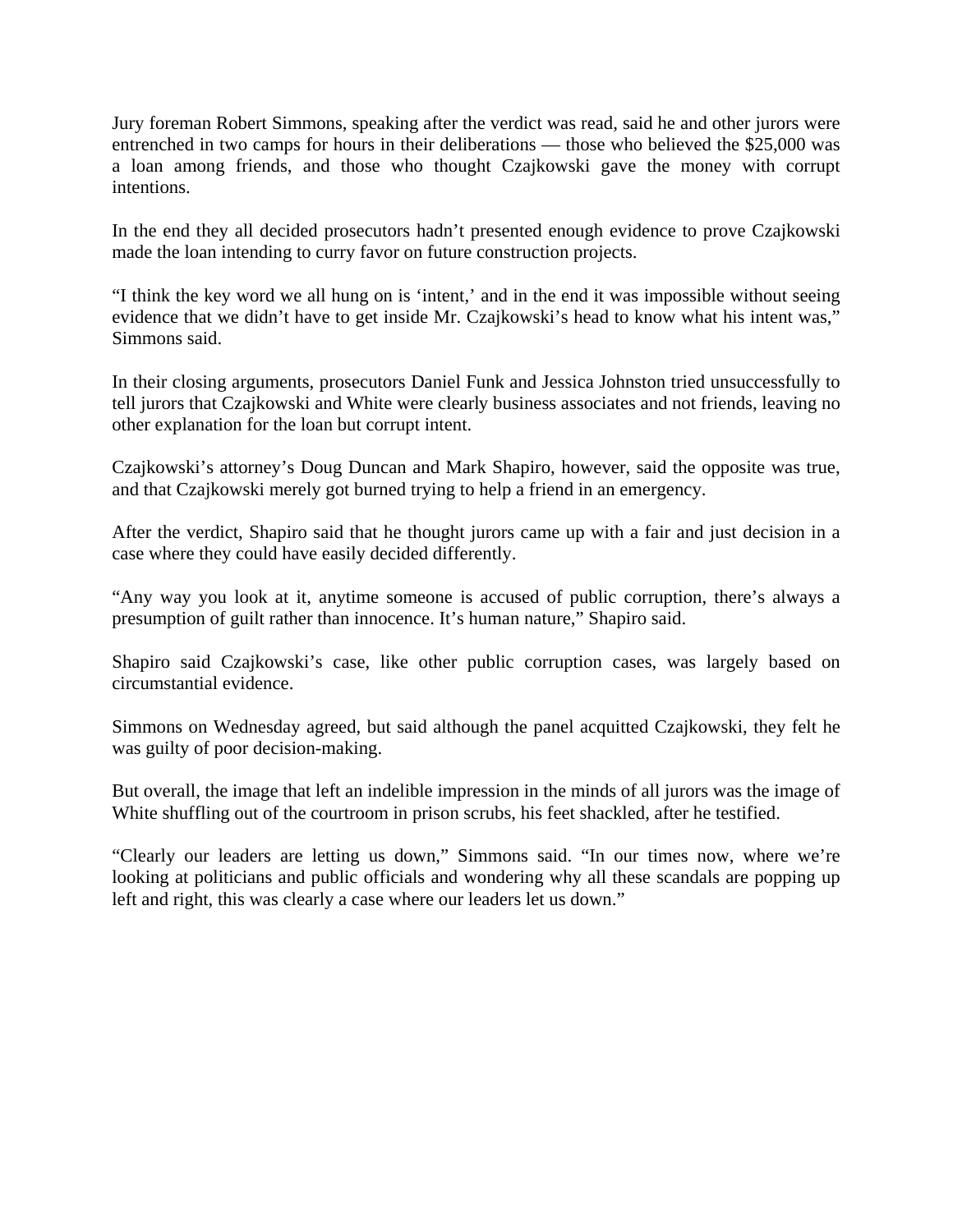Jury foreman Robert Simmons, speaking after the verdict was read, said he and other jurors were entrenched in two camps for hours in their deliberations — those who believed the $25,000 was a loan among friends, and those who thought Czajkowski gave the money with corrupt intentions.

In the end they all decided prosecutors hadn't presented enough evidence to prove Czajkowski made the loan intending to curry favor on future construction projects.

"I think the key word we all hung on is 'intent,' and in the end it was impossible without seeing evidence that we didn't have to get inside Mr. Czajkowski's head to know what his intent was," Simmons said.

In their closing arguments, prosecutors Daniel Funk and Jessica Johnston tried unsuccessfully to tell jurors that Czajkowski and White were clearly business associates and not friends, leaving no other explanation for the loan but corrupt intent.

Czajkowski's attorney's Doug Duncan and Mark Shapiro, however, said the opposite was true, and that Czajkowski merely got burned trying to help a friend in an emergency.

After the verdict, Shapiro said that he thought jurors came up with a fair and just decision in a case where they could have easily decided differently.

"Any way you look at it, anytime someone is accused of public corruption, there's always a presumption of guilt rather than innocence. It's human nature," Shapiro said.

Shapiro said Czajkowski's case, like other public corruption cases, was largely based on circumstantial evidence.

Simmons on Wednesday agreed, but said although the panel acquitted Czajkowski, they felt he was guilty of poor decision-making.

But overall, the image that left an indelible impression in the minds of all jurors was the image of White shuffling out of the courtroom in prison scrubs, his feet shackled, after he testified.

"Clearly our leaders are letting us down," Simmons said. "In our times now, where we're looking at politicians and public officials and wondering why all these scandals are popping up left and right, this was clearly a case where our leaders let us down."